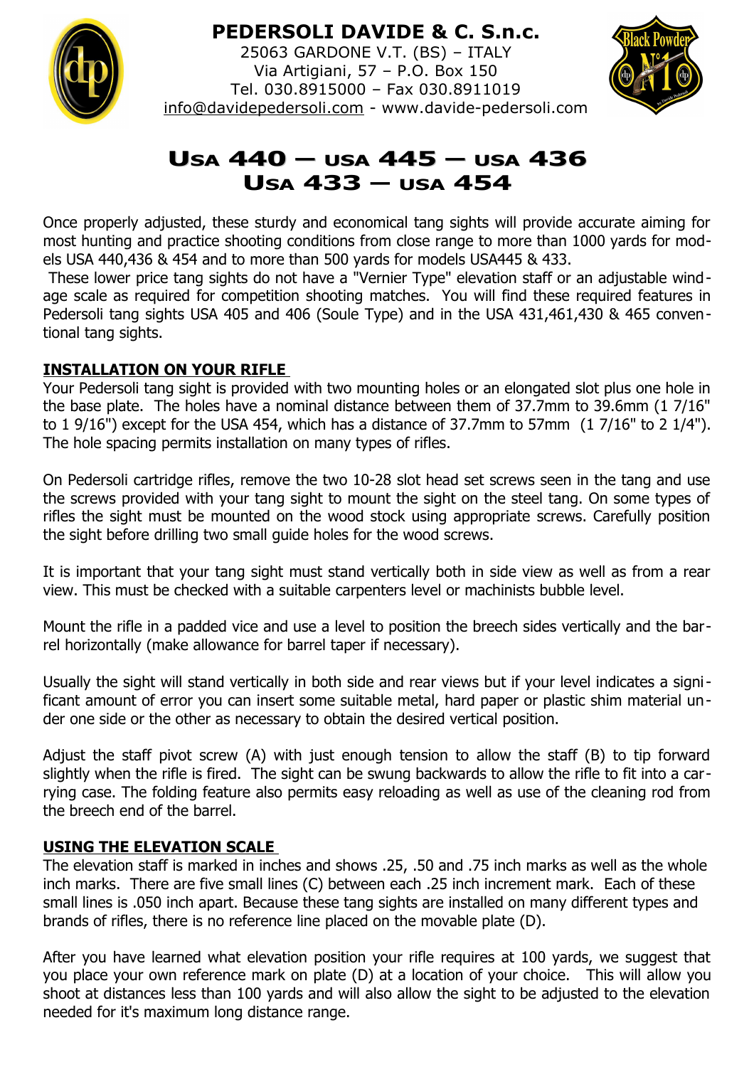**PEDERSOLI DAVIDE & C. S.n.c.**
25063 GARDONE V.T. (BS) – ITALY
Via Artigiani, 57 – P.O. Box 150
Tel. 030.8915000 – Fax 030.8911019
info@davidepedersoli.com - www.davide-pedersoli.com

# USA 440 – USA 445 – USA 436 USA 433 – USA 454

Once properly adjusted, these sturdy and economical tang sights will provide accurate aiming for most hunting and practice shooting conditions from close range to more than 1000 yards for models USA 440,436 & 454 and to more than 500 yards for models USA445 & 433.

These lower price tang sights do not have a "Vernier Type" elevation staff or an adjustable windage scale as required for competition shooting matches. You will find these required features in Pedersoli tang sights USA 405 and 406 (Soule Type) and in the USA 431,461,430 & 465 conventional tang sights.

## INSTALLATION ON YOUR RIFLE

Your Pedersoli tang sight is provided with two mounting holes or an elongated slot plus one hole in the base plate. The holes have a nominal distance between them of 37.7mm to 39.6mm (1 7/16" to 1 9/16") except for the USA 454, which has a distance of 37.7mm to 57mm (1 7/16" to 2 1/4"). The hole spacing permits installation on many types of rifles.

On Pedersoli cartridge rifles, remove the two 10-28 slot head set screws seen in the tang and use the screws provided with your tang sight to mount the sight on the steel tang. On some types of rifles the sight must be mounted on the wood stock using appropriate screws. Carefully position the sight before drilling two small guide holes for the wood screws.

It is important that your tang sight must stand vertically both in side view as well as from a rear view. This must be checked with a suitable carpenters level or machinists bubble level.

Mount the rifle in a padded vice and use a level to position the breech sides vertically and the barrel horizontally (make allowance for barrel taper if necessary).

Usually the sight will stand vertically in both side and rear views but if your level indicates a significant amount of error you can insert some suitable metal, hard paper or plastic shim material under one side or the other as necessary to obtain the desired vertical position.

Adjust the staff pivot screw (A) with just enough tension to allow the staff (B) to tip forward slightly when the rifle is fired. The sight can be swung backwards to allow the rifle to fit into a carrying case. The folding feature also permits easy reloading as well as use of the cleaning rod from the breech end of the barrel.

## USING THE ELEVATION SCALE

The elevation staff is marked in inches and shows .25, .50 and .75 inch marks as well as the whole inch marks. There are five small lines (C) between each .25 inch increment mark. Each of these small lines is .050 inch apart. Because these tang sights are installed on many different types and brands of rifles, there is no reference line placed on the movable plate (D).

After you have learned what elevation position your rifle requires at 100 yards, we suggest that you place your own reference mark on plate (D) at a location of your choice. This will allow you shoot at distances less than 100 yards and will also allow the sight to be adjusted to the elevation needed for it's maximum long distance range.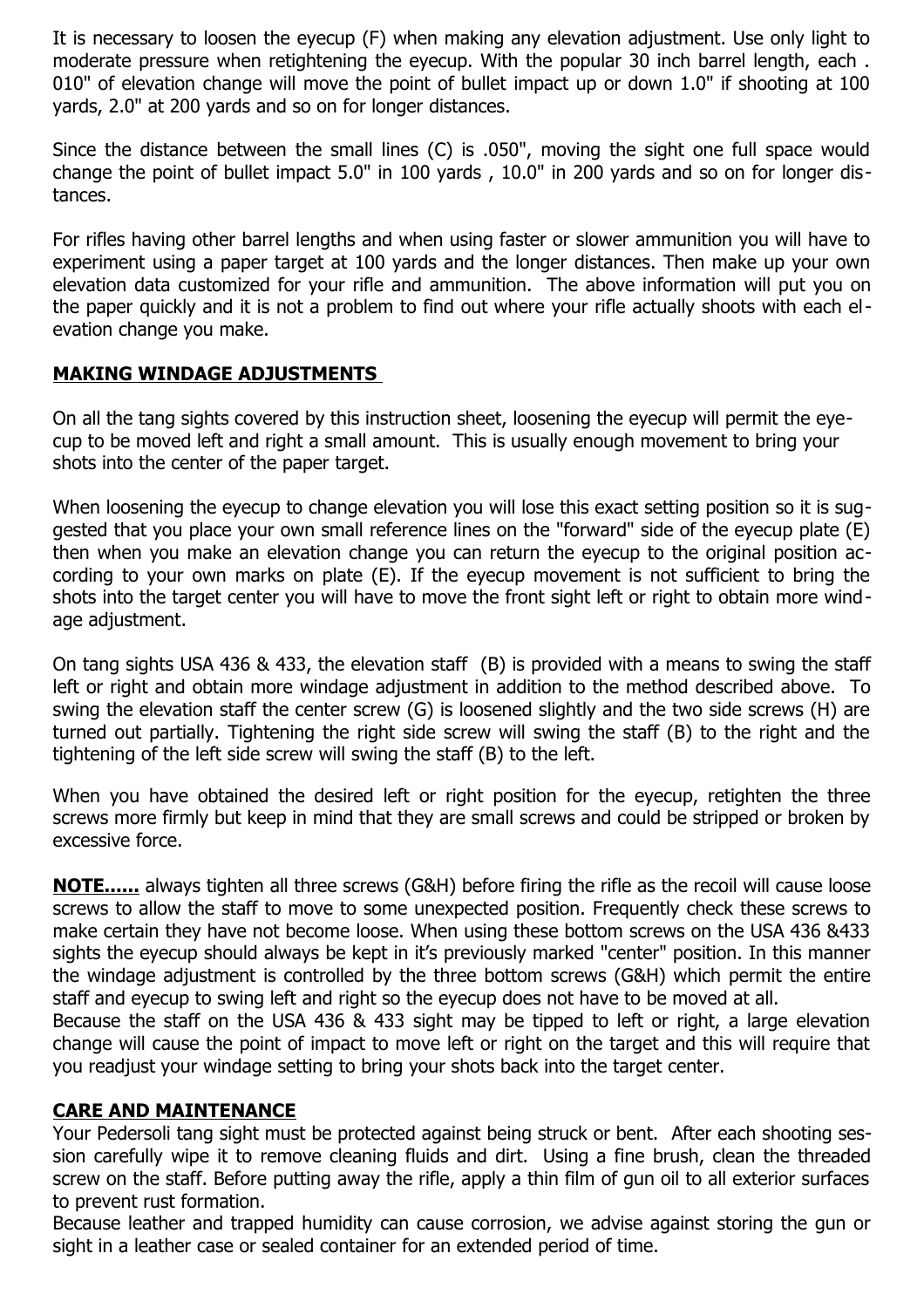It is necessary to loosen the eyecup (F) when making any elevation adjustment. Use only light to moderate pressure when retightening the eyecup. With the popular 30 inch barrel length, each .010" of elevation change will move the point of bullet impact up or down 1.0" if shooting at 100 yards, 2.0" at 200 yards and so on for longer distances.

Since the distance between the small lines (C) is .050", moving the sight one full space would change the point of bullet impact 5.0" in 100 yards , 10.0" in 200 yards and so on for longer distances.

For rifles having other barrel lengths and when using faster or slower ammunition you will have to experiment using a paper target at 100 yards and the longer distances. Then make up your own elevation data customized for your rifle and ammunition. The above information will put you on the paper quickly and it is not a problem to find out where your rifle actually shoots with each elevation change you make.

## MAKING WINDAGE ADJUSTMENTS

On all the tang sights covered by this instruction sheet, loosening the eyecup will permit the eyecup to be moved left and right a small amount. This is usually enough movement to bring your shots into the center of the paper target.

When loosening the eyecup to change elevation you will lose this exact setting position so it is suggested that you place your own small reference lines on the "forward" side of the eyecup plate (E) then when you make an elevation change you can return the eyecup to the original position according to your own marks on plate (E). If the eyecup movement is not sufficient to bring the shots into the target center you will have to move the front sight left or right to obtain more windage adjustment.

On tang sights USA 436 & 433, the elevation staff (B) is provided with a means to swing the staff left or right and obtain more windage adjustment in addition to the method described above. To swing the elevation staff the center screw (G) is loosened slightly and the two side screws (H) are turned out partially. Tightening the right side screw will swing the staff (B) to the right and the tightening of the left side screw will swing the staff (B) to the left.

When you have obtained the desired left or right position for the eyecup, retighten the three screws more firmly but keep in mind that they are small screws and could be stripped or broken by excessive force.

**NOTE......** always tighten all three screws (G&H) before firing the rifle as the recoil will cause loose screws to allow the staff to move to some unexpected position. Frequently check these screws to make certain they have not become loose. When using these bottom screws on the USA 436 &433 sights the eyecup should always be kept in it's previously marked "center" position. In this manner the windage adjustment is controlled by the three bottom screws (G&H) which permit the entire staff and eyecup to swing left and right so the eyecup does not have to be moved at all.
Because the staff on the USA 436 & 433 sight may be tipped to left or right, a large elevation change will cause the point of impact to move left or right on the target and this will require that you readjust your windage setting to bring your shots back into the target center.

## CARE AND MAINTENANCE

Your Pedersoli tang sight must be protected against being struck or bent. After each shooting session carefully wipe it to remove cleaning fluids and dirt. Using a fine brush, clean the threaded screw on the staff. Before putting away the rifle, apply a thin film of gun oil to all exterior surfaces to prevent rust formation.
Because leather and trapped humidity can cause corrosion, we advise against storing the gun or sight in a leather case or sealed container for an extended period of time.